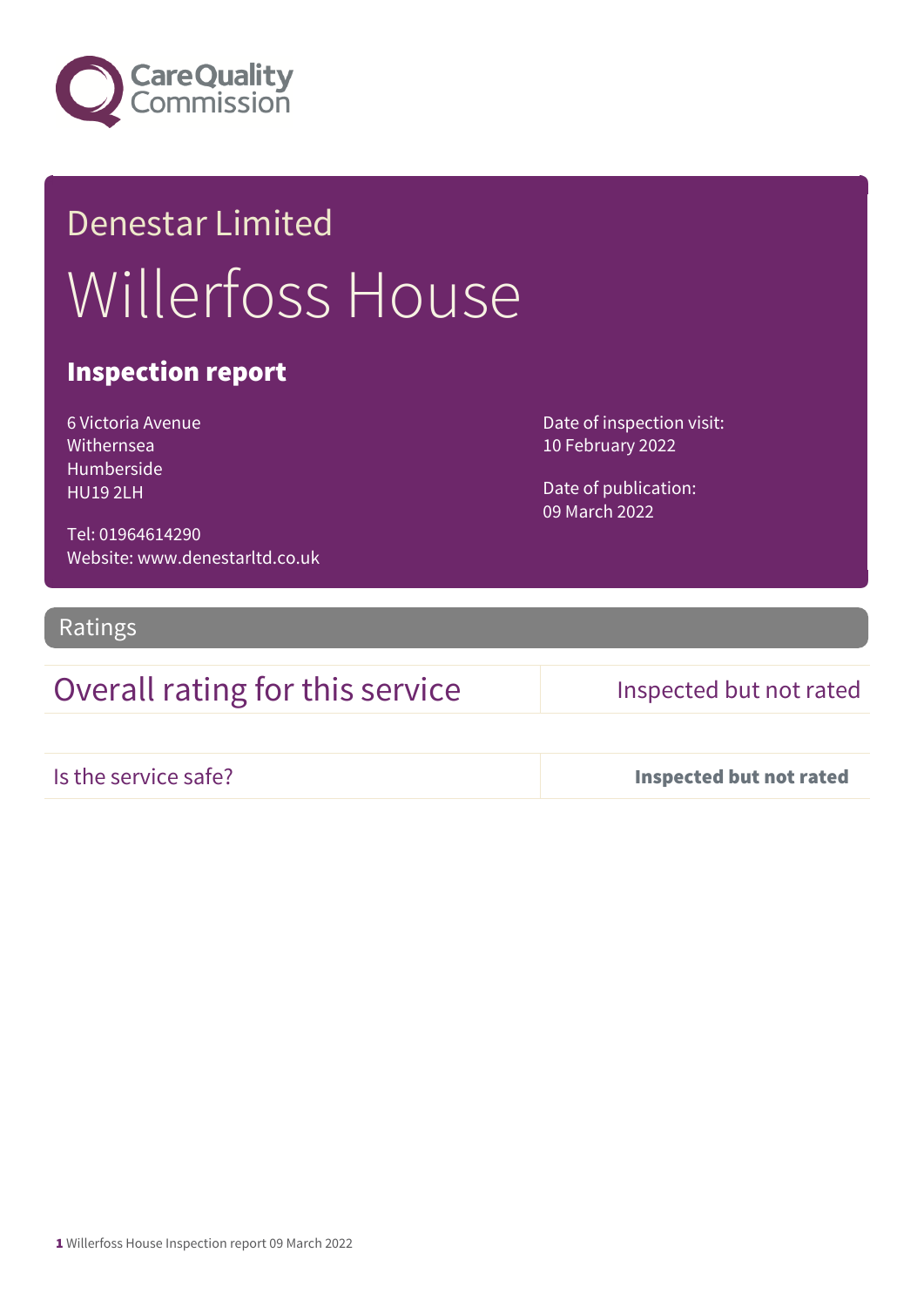Care Quality Commission

# Denestar Limited

# Willerfoss House

## Inspection report

6 Victoria Avenue
Withernsea
Humberside
HU19 2LH

Tel: 01964614290
Website: www.denestarltd.co.uk

Date of inspection visit:
10 February 2022

Date of publication:
09 March 2022

## Ratings

| Overall rating for this service | Inspected but not rated |
| --- | --- |
| Is the service safe? | **Inspected but not rated** |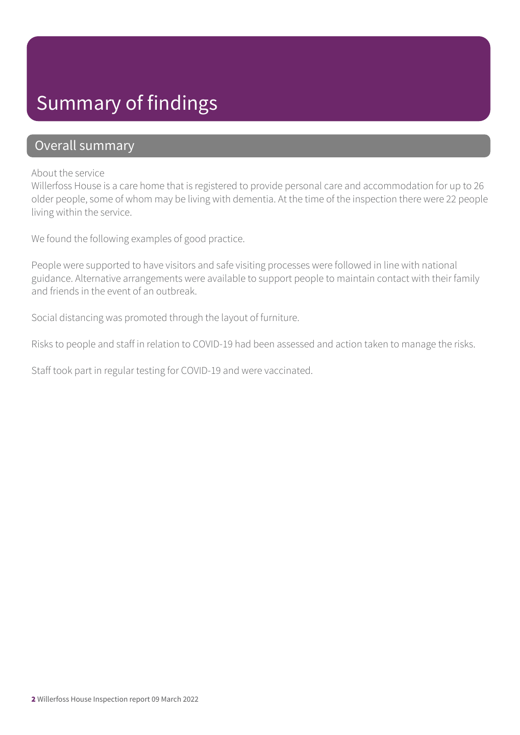# Summary of findings

## Overall summary

About the service
Willerfoss House is a care home that is registered to provide personal care and accommodation for up to 26 older people, some of whom may be living with dementia. At the time of the inspection there were 22 people living within the service.

We found the following examples of good practice.

People were supported to have visitors and safe visiting processes were followed in line with national guidance. Alternative arrangements were available to support people to maintain contact with their family and friends in the event of an outbreak.

Social distancing was promoted through the layout of furniture.

Risks to people and staff in relation to COVID-19 had been assessed and action taken to manage the risks.

Staff took part in regular testing for COVID-19 and were vaccinated.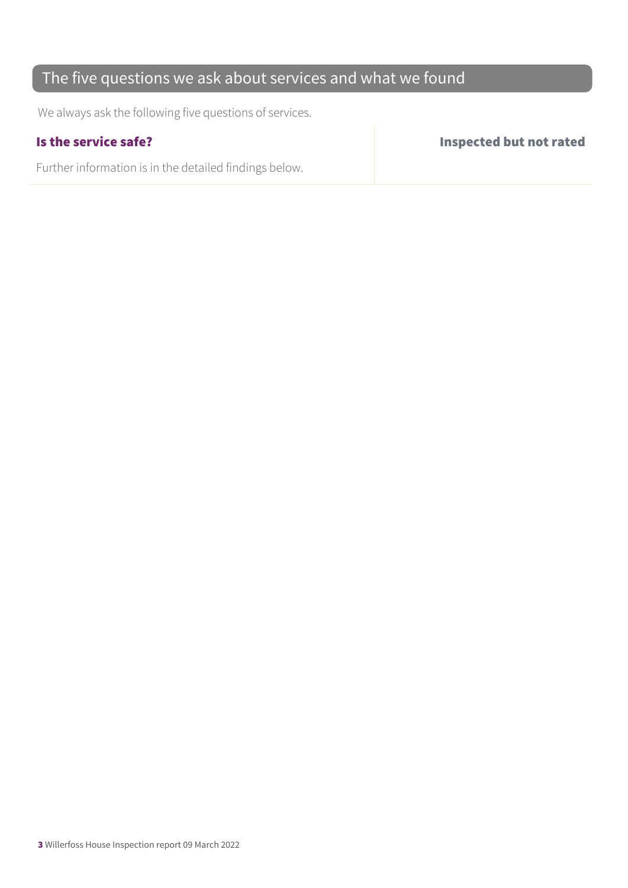## The five questions we ask about services and what we found

We always ask the following five questions of services.

| | |
|---|---|
| **Is the service safe?** | **Inspected but not rated** |
| Further information is in the detailed findings below. | |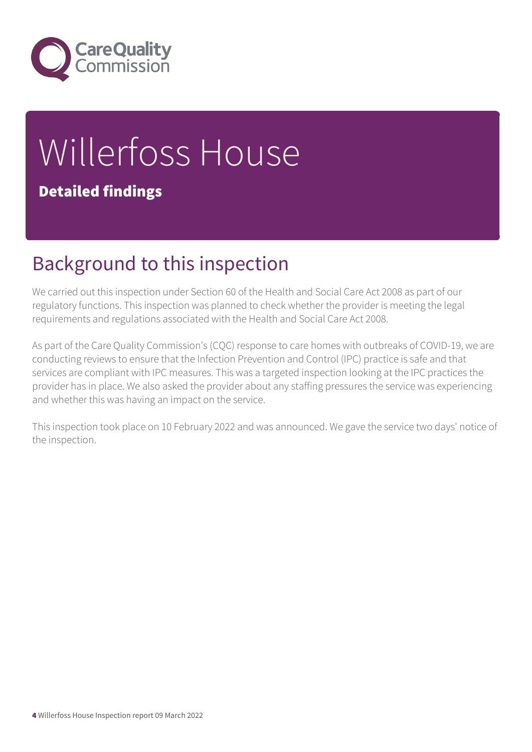# Willerfoss House

**Detailed findings**

## Background to this inspection

We carried out this inspection under Section 60 of the Health and Social Care Act 2008 as part of our regulatory functions. This inspection was planned to check whether the provider is meeting the legal requirements and regulations associated with the Health and Social Care Act 2008.

As part of the Care Quality Commission's (CQC) response to care homes with outbreaks of COVID-19, we are conducting reviews to ensure that the Infection Prevention and Control (IPC) practice is safe and that services are compliant with IPC measures. This was a targeted inspection looking at the IPC practices the provider has in place. We also asked the provider about any staffing pressures the service was experiencing and whether this was having an impact on the service.

This inspection took place on 10 February 2022 and was announced. We gave the service two days' notice of the inspection.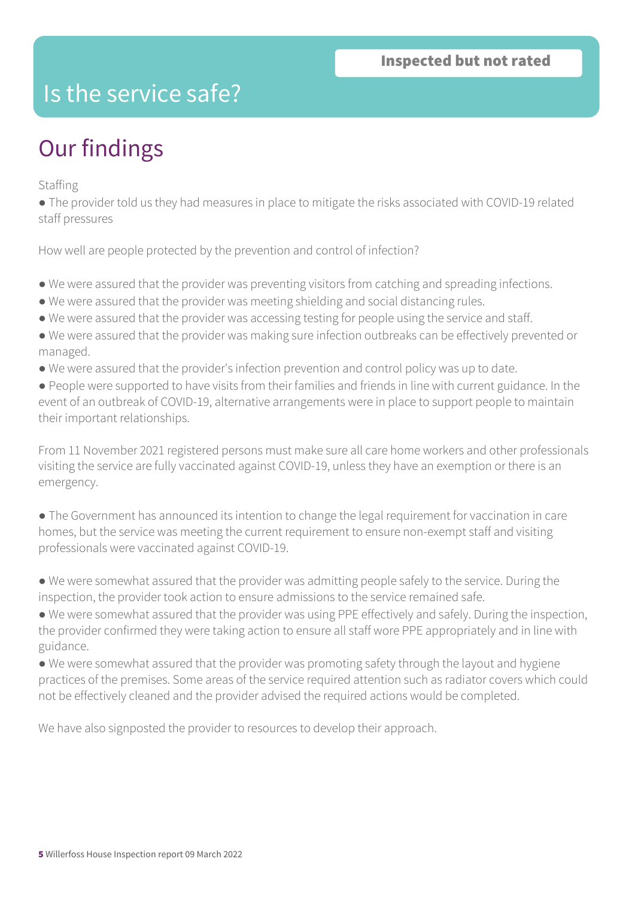Inspected but not rated

# Is the service safe?

## Our findings

Staffing

● The provider told us they had measures in place to mitigate the risks associated with COVID-19 related staff pressures

How well are people protected by the prevention and control of infection?

● We were assured that the provider was preventing visitors from catching and spreading infections.
● We were assured that the provider was meeting shielding and social distancing rules.
● We were assured that the provider was accessing testing for people using the service and staff.
● We were assured that the provider was making sure infection outbreaks can be effectively prevented or managed.
● We were assured that the provider's infection prevention and control policy was up to date.
● People were supported to have visits from their families and friends in line with current guidance. In the event of an outbreak of COVID-19, alternative arrangements were in place to support people to maintain their important relationships.

From 11 November 2021 registered persons must make sure all care home workers and other professionals visiting the service are fully vaccinated against COVID-19, unless they have an exemption or there is an emergency.

● The Government has announced its intention to change the legal requirement for vaccination in care homes, but the service was meeting the current requirement to ensure non-exempt staff and visiting professionals were vaccinated against COVID-19.

● We were somewhat assured that the provider was admitting people safely to the service. During the inspection, the provider took action to ensure admissions to the service remained safe.
● We were somewhat assured that the provider was using PPE effectively and safely. During the inspection, the provider confirmed they were taking action to ensure all staff wore PPE appropriately and in line with guidance.
● We were somewhat assured that the provider was promoting safety through the layout and hygiene practices of the premises. Some areas of the service required attention such as radiator covers which could not be effectively cleaned and the provider advised the required actions would be completed.

We have also signposted the provider to resources to develop their approach.